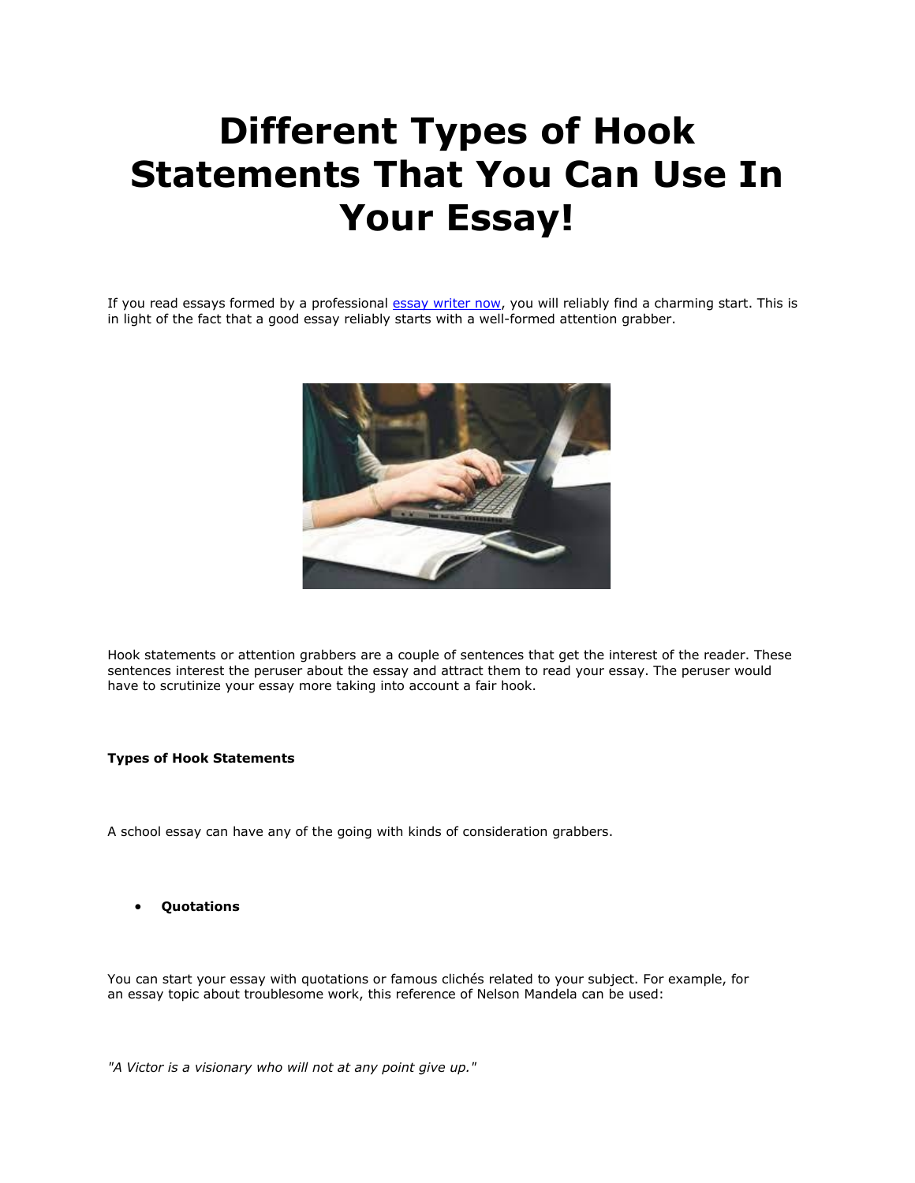# Different Types of Hook Statements That You Can Use In Your Essay!

If you read essays formed by a professional [essay writer now](), you will reliably find a charming start. This is in light of the fact that a good essay reliably starts with a well-formed attention grabber.

Hook statements or attention grabbers are a couple of sentences that get the interest of the reader. These sentences interest the peruser about the essay and attract them to read your essay. The peruser would have to scrutinize your essay more taking into account a fair hook.

**Types of Hook Statements**

A school essay can have any of the going with kinds of consideration grabbers.

- **Quotations**

You can start your essay with quotations or famous clichés related to your subject. For example, for an essay topic about troublesome work, this reference of Nelson Mandela can be used:

*"A Victor is a visionary who will not at any point give up."*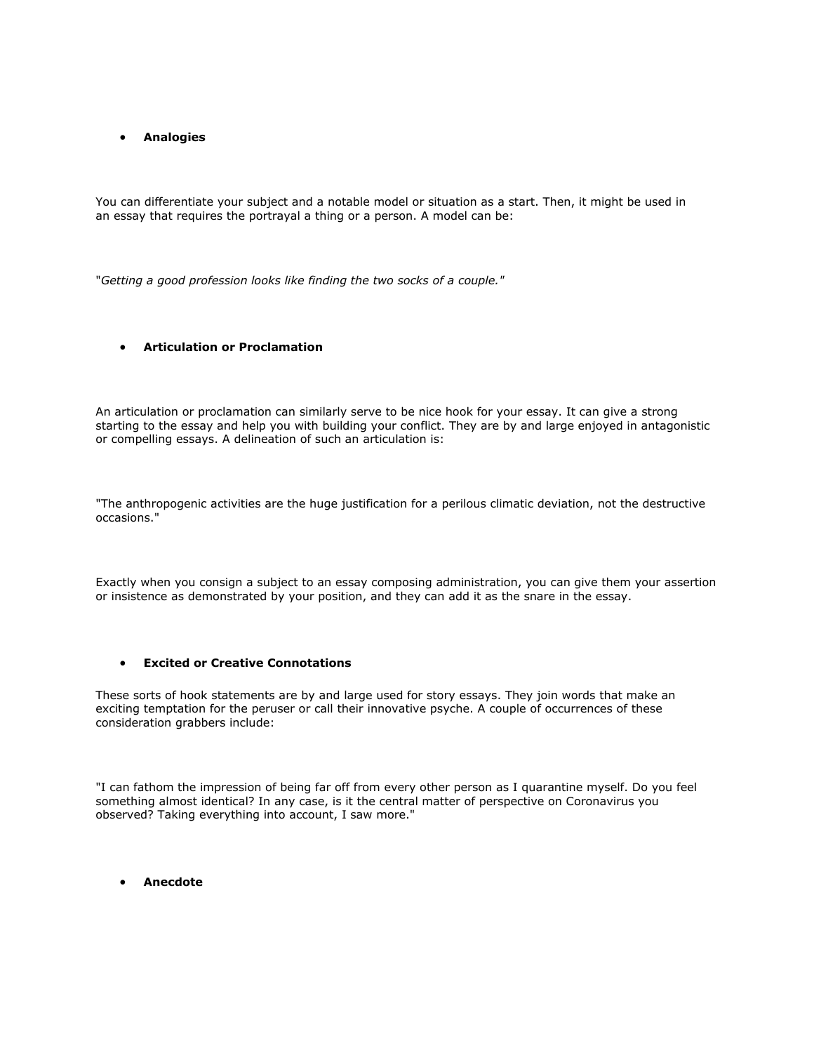- **Analogies**

You can differentiate your subject and a notable model or situation as a start. Then, it might be used in an essay that requires the portrayal a thing or a person. A model can be:

"*Getting a good profession looks like finding the two socks of a couple."*

- **Articulation or Proclamation**

An articulation or proclamation can similarly serve to be nice hook for your essay. It can give a strong starting to the essay and help you with building your conflict. They are by and large enjoyed in antagonistic or compelling essays. A delineation of such an articulation is:

"The anthropogenic activities are the huge justification for a perilous climatic deviation, not the destructive occasions."

Exactly when you consign a subject to an essay composing administration, you can give them your assertion or insistence as demonstrated by your position, and they can add it as the snare in the essay.

- **Excited or Creative Connotations**

These sorts of hook statements are by and large used for story essays. They join words that make an exciting temptation for the peruser or call their innovative psyche. A couple of occurrences of these consideration grabbers include:

"I can fathom the impression of being far off from every other person as I quarantine myself. Do you feel something almost identical? In any case, is it the central matter of perspective on Coronavirus you observed? Taking everything into account, I saw more."

- **Anecdote**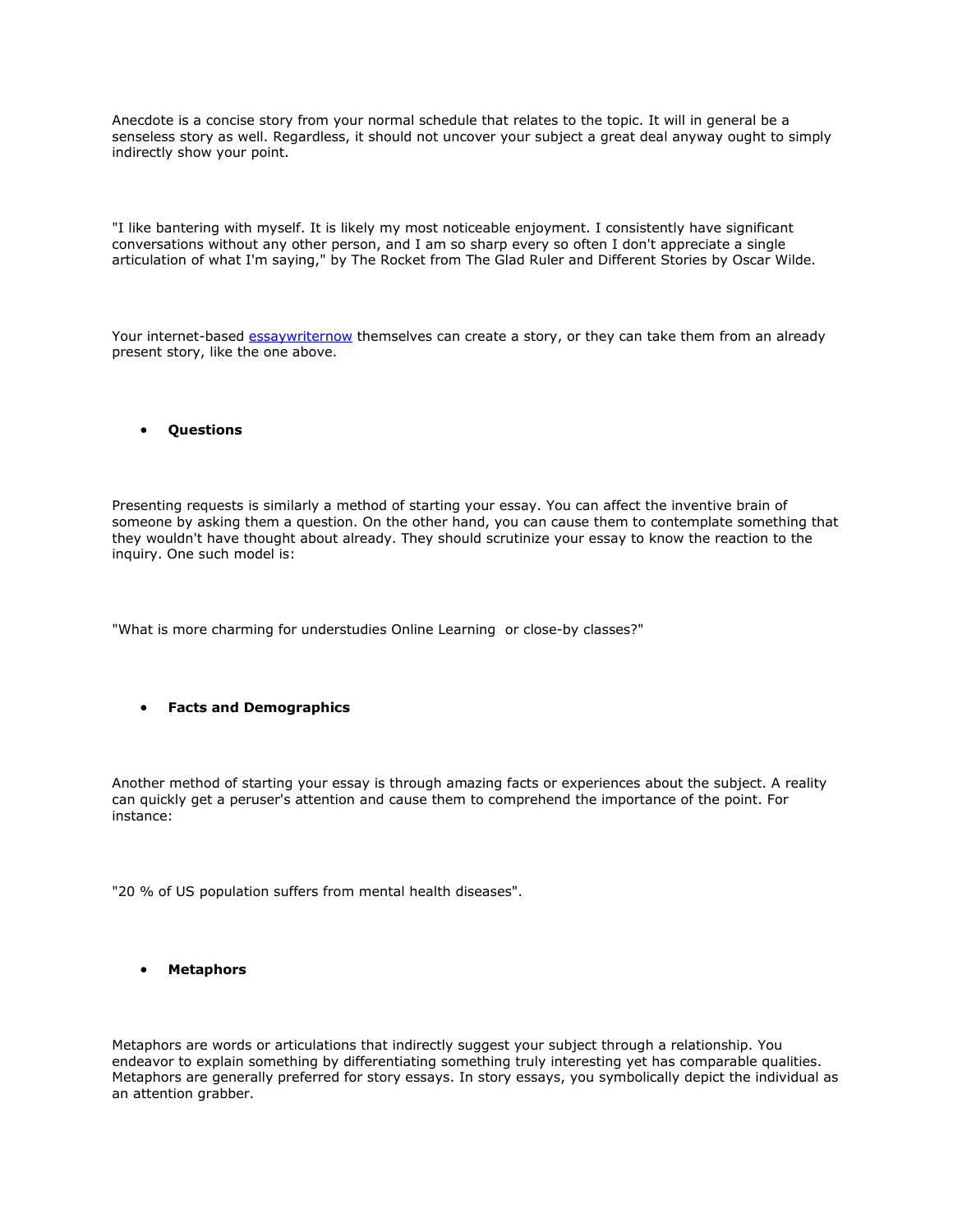Anecdote is a concise story from your normal schedule that relates to the topic. It will in general be a senseless story as well. Regardless, it should not uncover your subject a great deal anyway ought to simply indirectly show your point.

"I like bantering with myself. It is likely my most noticeable enjoyment. I consistently have significant conversations without any other person, and I am so sharp every so often I don't appreciate a single articulation of what I'm saying," by The Rocket from The Glad Ruler and Different Stories by Oscar Wilde.

Your internet-based essaywriternow themselves can create a story, or they can take them from an already present story, like the one above.

- **Questions**

Presenting requests is similarly a method of starting your essay. You can affect the inventive brain of someone by asking them a question. On the other hand, you can cause them to contemplate something that they wouldn't have thought about already. They should scrutinize your essay to know the reaction to the inquiry. One such model is:

"What is more charming for understudies Online Learning  or close-by classes?"

- **Facts and Demographics**

Another method of starting your essay is through amazing facts or experiences about the subject. A reality can quickly get a peruser's attention and cause them to comprehend the importance of the point. For instance:

"20 % of US population suffers from mental health diseases".

- **Metaphors**

Metaphors are words or articulations that indirectly suggest your subject through a relationship. You endeavor to explain something by differentiating something truly interesting yet has comparable qualities. Metaphors are generally preferred for story essays. In story essays, you symbolically depict the individual as an attention grabber.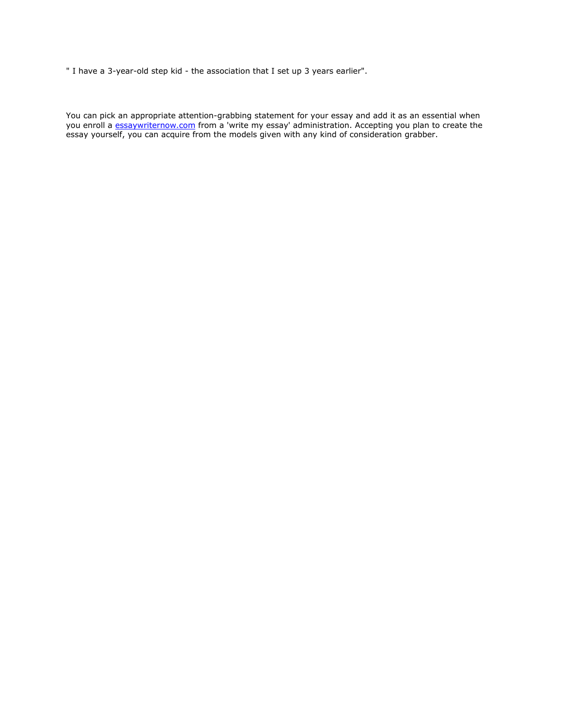" I have a 3-year-old step kid - the association that I set up 3 years earlier".

You can pick an appropriate attention-grabbing statement for your essay and add it as an essential when you enroll a [essaywriternow.com](essaywriternow.com) from a 'write my essay' administration. Accepting you plan to create the essay yourself, you can acquire from the models given with any kind of consideration grabber.